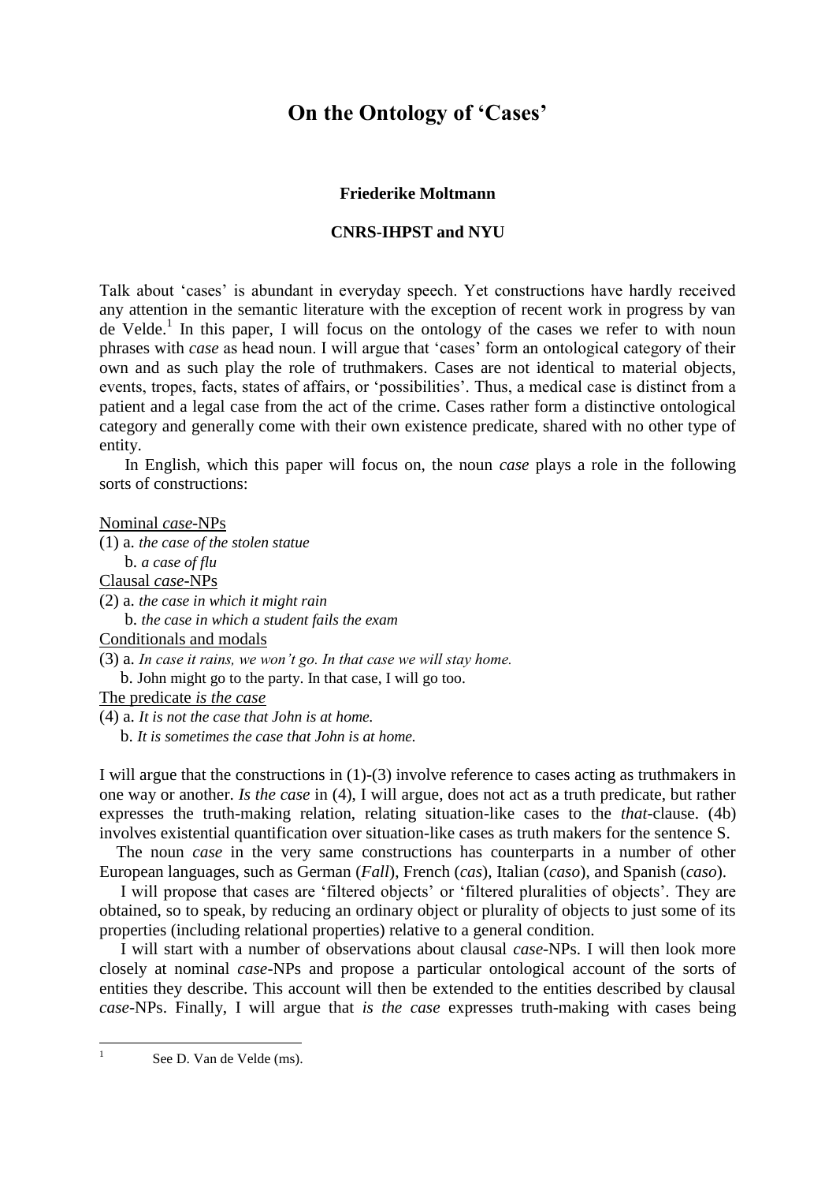# On the Ontology of 'Cases'

**Friederike Moltmann**

**CNRS-IHPST and NYU**

Talk about 'cases' is abundant in everyday speech. Yet constructions have hardly received any attention in the semantic literature with the exception of recent work in progress by van de Velde.[1] In this paper, I will focus on the ontology of the cases we refer to with noun phrases with *case* as head noun. I will argue that 'cases' form an ontological category of their own and as such play the role of truthmakers. Cases are not identical to material objects, events, tropes, facts, states of affairs, or 'possibilities'. Thus, a medical case is distinct from a patient and a legal case from the act of the crime. Cases rather form a distinctive ontological category and generally come with their own existence predicate, shared with no other type of entity.

In English, which this paper will focus on, the noun *case* plays a role in the following sorts of constructions:

Nominal *case*-NPs

(1) a. *the case of the stolen statue*

b. *a case of flu*

Clausal *case*-NPs

(2) a. *the case in which it might rain*

b. *the case in which a student fails the exam*

Conditionals and modals

(3) a. *In case it rains, we won't go. In that case we will stay home.*

b. John might go to the party. In that case, I will go too.

The predicate *is the case*

(4) a. *It is not the case that John is at home.*

b. *It is sometimes the case that John is at home.*

I will argue that the constructions in (1)-(3) involve reference to cases acting as truthmakers in one way or another. *Is the case* in (4), I will argue, does not act as a truth predicate, but rather expresses the truth-making relation, relating situation-like cases to the *that*-clause. (4b) involves existential quantification over situation-like cases as truth makers for the sentence S.

The noun *case* in the very same constructions has counterparts in a number of other European languages, such as German (*Fall*), French (*cas*), Italian (*caso*), and Spanish (*caso*).

I will propose that cases are 'filtered objects' or 'filtered pluralities of objects'. They are obtained, so to speak, by reducing an ordinary object or plurality of objects to just some of its properties (including relational properties) relative to a general condition.

I will start with a number of observations about clausal *case*-NPs. I will then look more closely at nominal *case*-NPs and propose a particular ontological account of the sorts of entities they describe. This account will then be extended to the entities described by clausal *case*-NPs. Finally, I will argue that *is the case* expresses truth-making with cases being

---

[1] See D. Van de Velde (ms).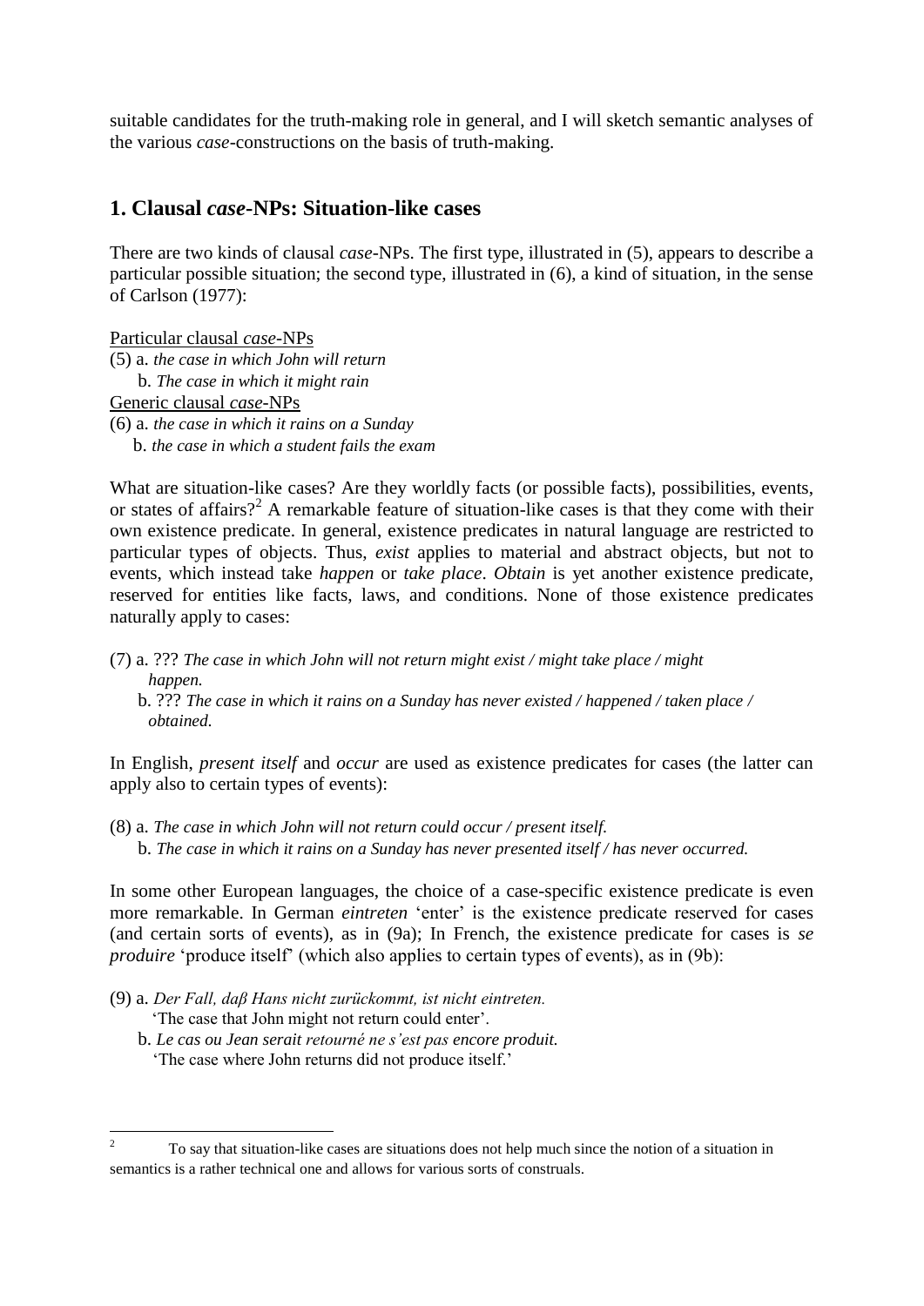suitable candidates for the truth-making role in general, and I will sketch semantic analyses of the various *case*-constructions on the basis of truth-making.

## 1. Clausal *case*-NPs: Situation-like cases

There are two kinds of clausal *case*-NPs. The first type, illustrated in (5), appears to describe a particular possible situation; the second type, illustrated in (6), a kind of situation, in the sense of Carlson (1977):

Particular clausal *case*-NPs

(5) a. *the case in which John will return*
 b. *The case in which it might rain*

Generic clausal *case*-NPs

(6) a. *the case in which it rains on a Sunday*
 b. *the case in which a student fails the exam*

What are situation-like cases? Are they worldly facts (or possible facts), possibilities, events, or states of affairs?[2] A remarkable feature of situation-like cases is that they come with their own existence predicate. In general, existence predicates in natural language are restricted to particular types of objects. Thus, *exist* applies to material and abstract objects, but not to events, which instead take *happen* or *take place*. *Obtain* is yet another existence predicate, reserved for entities like facts, laws, and conditions. None of those existence predicates naturally apply to cases:

(7) a. ??? *The case in which John will not return might exist / might take place / might happen.*
 b. ??? *The case in which it rains on a Sunday has never existed / happened / taken place / obtained.*

In English, *present itself* and *occur* are used as existence predicates for cases (the latter can apply also to certain types of events):

(8) a. *The case in which John will not return could occur / present itself.*
 b. *The case in which it rains on a Sunday has never presented itself / has never occurred.*

In some other European languages, the choice of a case-specific existence predicate is even more remarkable. In German *eintreten* 'enter' is the existence predicate reserved for cases (and certain sorts of events), as in (9a); In French, the existence predicate for cases is *se produire* 'produce itself' (which also applies to certain types of events), as in (9b):

(9) a. *Der Fall, daß Hans nicht zurückkommt, ist nicht eintreten.*
 'The case that John might not return could enter'.
 b. *Le cas ou Jean serait retourné ne s'est pas encore produit.*
 'The case where John returns did not produce itself.'

[2] To say that situation-like cases are situations does not help much since the notion of a situation in semantics is a rather technical one and allows for various sorts of construals.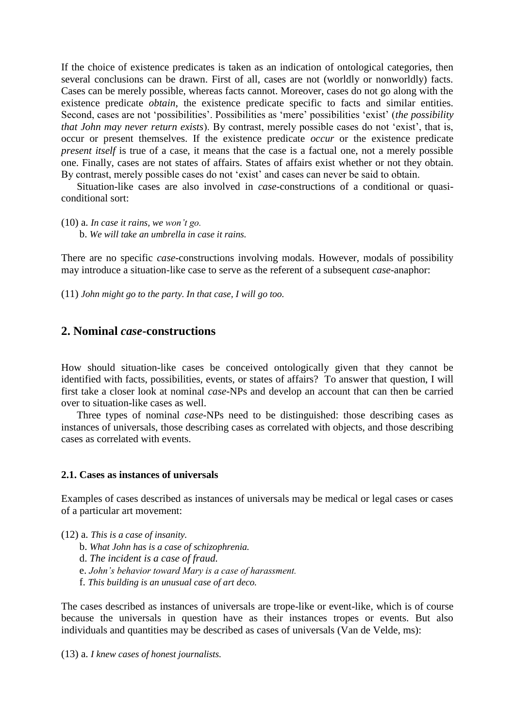If the choice of existence predicates is taken as an indication of ontological categories, then several conclusions can be drawn. First of all, cases are not (worldly or nonworldly) facts. Cases can be merely possible, whereas facts cannot. Moreover, cases do not go along with the existence predicate *obtain*, the existence predicate specific to facts and similar entities. Second, cases are not 'possibilities'. Possibilities as 'mere' possibilities 'exist' (*the possibility that John may never return exists*). By contrast, merely possible cases do not 'exist', that is, occur or present themselves. If the existence predicate *occur* or the existence predicate *present itself* is true of a case, it means that the case is a factual one, not a merely possible one. Finally, cases are not states of affairs. States of affairs exist whether or not they obtain. By contrast, merely possible cases do not 'exist' and cases can never be said to obtain.

Situation-like cases are also involved in *case*-constructions of a conditional or quasi-conditional sort:

(10) a. *In case it rains, we won't go.*
b. *We will take an umbrella in case it rains.*

There are no specific *case*-constructions involving modals. However, modals of possibility may introduce a situation-like case to serve as the referent of a subsequent *case*-anaphor:

(11) *John might go to the party. In that case, I will go too.*

## 2. Nominal *case*-constructions

How should situation-like cases be conceived ontologically given that they cannot be identified with facts, possibilities, events, or states of affairs? To answer that question, I will first take a closer look at nominal *case*-NPs and develop an account that can then be carried over to situation-like cases as well.

Three types of nominal *case*-NPs need to be distinguished: those describing cases as instances of universals, those describing cases as correlated with objects, and those describing cases as correlated with events.

### 2.1. Cases as instances of universals

Examples of cases described as instances of universals may be medical or legal cases or cases of a particular art movement:

(12) a. *This is a case of insanity.*
b. *What John has is a case of schizophrenia.*
d. *The incident is a case of fraud.*
e. *John's behavior toward Mary is a case of harassment.*
f. *This building is an unusual case of art deco.*

The cases described as instances of universals are trope-like or event-like, which is of course because the universals in question have as their instances tropes or events. But also individuals and quantities may be described as cases of universals (Van de Velde, ms):

(13) a. *I knew cases of honest journalists.*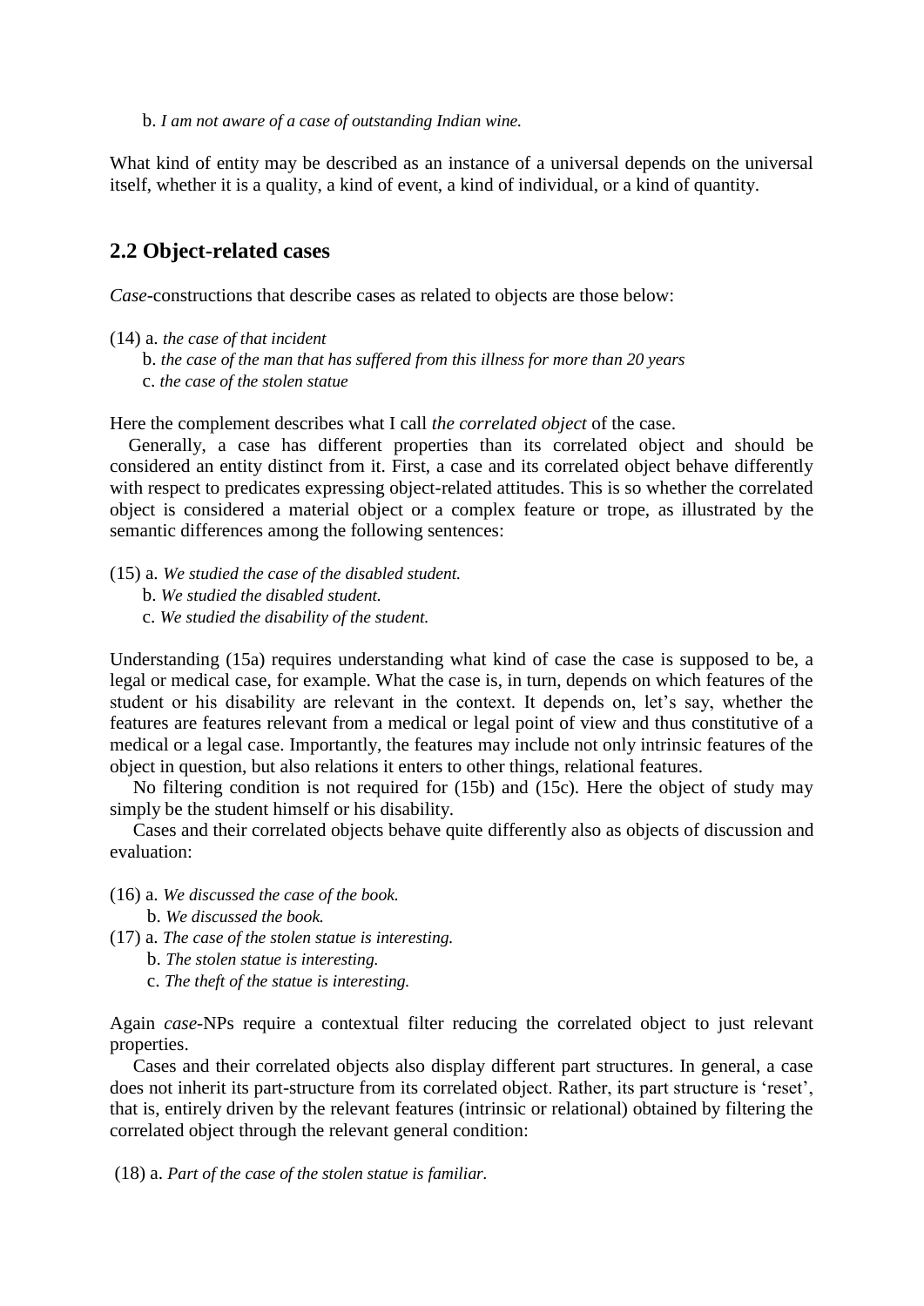b. *I am not aware of a case of outstanding Indian wine.*

What kind of entity may be described as an instance of a universal depends on the universal itself, whether it is a quality, a kind of event, a kind of individual, or a kind of quantity.

## 2.2 Object-related cases

*Case*-constructions that describe cases as related to objects are those below:

(14) a. *the case of that incident*
  b. *the case of the man that has suffered from this illness for more than 20 years*
  c. *the case of the stolen statue*

Here the complement describes what I call *the correlated object* of the case.

Generally, a case has different properties than its correlated object and should be considered an entity distinct from it. First, a case and its correlated object behave differently with respect to predicates expressing object-related attitudes. This is so whether the correlated object is considered a material object or a complex feature or trope, as illustrated by the semantic differences among the following sentences:

(15) a. *We studied the case of the disabled student.*
  b. *We studied the disabled student.*
  c. *We studied the disability of the student.*

Understanding (15a) requires understanding what kind of case the case is supposed to be, a legal or medical case, for example. What the case is, in turn, depends on which features of the student or his disability are relevant in the context. It depends on, let's say, whether the features are features relevant from a medical or legal point of view and thus constitutive of a medical or a legal case. Importantly, the features may include not only intrinsic features of the object in question, but also relations it enters to other things, relational features.

No filtering condition is not required for (15b) and (15c). Here the object of study may simply be the student himself or his disability.

Cases and their correlated objects behave quite differently also as objects of discussion and evaluation:

(16) a. *We discussed the case of the book.*
  b. *We discussed the book.*

(17) a. *The case of the stolen statue is interesting.*
  b. *The stolen statue is interesting.*
  c. *The theft of the statue is interesting.*

Again *case*-NPs require a contextual filter reducing the correlated object to just relevant properties.

Cases and their correlated objects also display different part structures. In general, a case does not inherit its part-structure from its correlated object. Rather, its part structure is 'reset', that is, entirely driven by the relevant features (intrinsic or relational) obtained by filtering the correlated object through the relevant general condition:

(18) a. *Part of the case of the stolen statue is familiar.*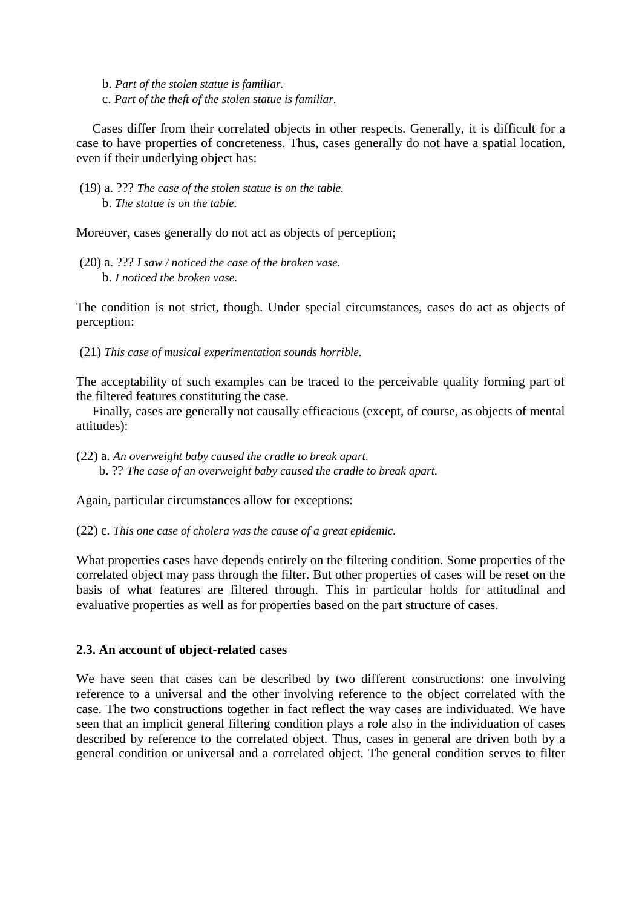b. *Part of the stolen statue is familiar.*
c. *Part of the theft of the stolen statue is familiar.*

Cases differ from their correlated objects in other respects. Generally, it is difficult for a case to have properties of concreteness. Thus, cases generally do not have a spatial location, even if their underlying object has:

(19) a. ??? *The case of the stolen statue is on the table.*
b. *The statue is on the table.*

Moreover, cases generally do not act as objects of perception;

(20) a. ??? *I saw / noticed the case of the broken vase.*
b. *I noticed the broken vase.*

The condition is not strict, though. Under special circumstances, cases do act as objects of perception:

(21) *This case of musical experimentation sounds horrible.*

The acceptability of such examples can be traced to the perceivable quality forming part of the filtered features constituting the case.

Finally, cases are generally not causally efficacious (except, of course, as objects of mental attitudes):

(22) a. *An overweight baby caused the cradle to break apart.*
b. ?? *The case of an overweight baby caused the cradle to break apart.*

Again, particular circumstances allow for exceptions:

(22) c. *This one case of cholera was the cause of a great epidemic.*

What properties cases have depends entirely on the filtering condition. Some properties of the correlated object may pass through the filter. But other properties of cases will be reset on the basis of what features are filtered through. This in particular holds for attitudinal and evaluative properties as well as for properties based on the part structure of cases.

### 2.3. An account of object-related cases

We have seen that cases can be described by two different constructions: one involving reference to a universal and the other involving reference to the object correlated with the case. The two constructions together in fact reflect the way cases are individuated. We have seen that an implicit general filtering condition plays a role also in the individuation of cases described by reference to the correlated object. Thus, cases in general are driven both by a general condition or universal and a correlated object. The general condition serves to filter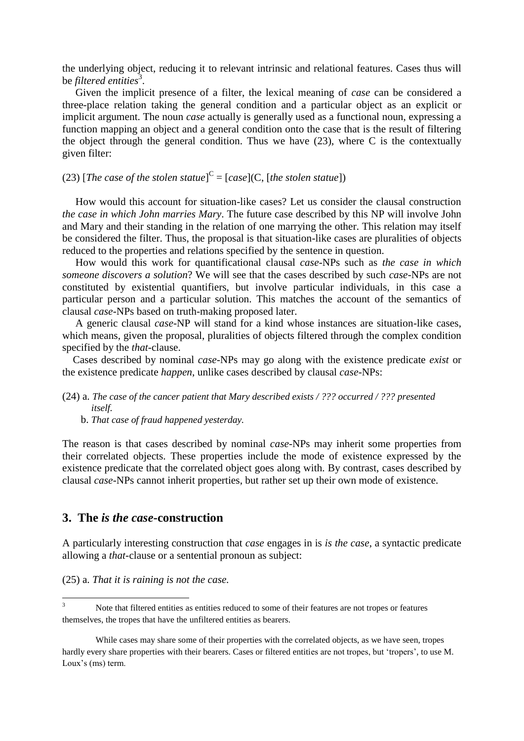the underlying object, reducing it to relevant intrinsic and relational features. Cases thus will be *filtered entities*[3].

Given the implicit presence of a filter, the lexical meaning of *case* can be considered a three-place relation taking the general condition and a particular object as an explicit or implicit argument. The noun *case* actually is generally used as a functional noun, expressing a function mapping an object and a general condition onto the case that is the result of filtering the object through the general condition. Thus we have (23), where C is the contextually given filter:

(23) $[$*The case of the stolen statue*$]^{C} = [$*case*$](C, [$*the stolen statue*$])$

How would this account for situation-like cases? Let us consider the clausal construction *the case in which John marries Mary*. The future case described by this NP will involve John and Mary and their standing in the relation of one marrying the other. This relation may itself be considered the filter. Thus, the proposal is that situation-like cases are pluralities of objects reduced to the properties and relations specified by the sentence in question.

How would this work for quantificational clausal *case*-NPs such as *the case in which someone discovers a solution*? We will see that the cases described by such *case*-NPs are not constituted by existential quantifiers, but involve particular individuals, in this case a particular person and a particular solution. This matches the account of the semantics of clausal *case*-NPs based on truth-making proposed later.

A generic clausal *case*-NP will stand for a kind whose instances are situation-like cases, which means, given the proposal, pluralities of objects filtered through the complex condition specified by the *that*-clause.

Cases described by nominal *case*-NPs may go along with the existence predicate *exist* or the existence predicate *happen*, unlike cases described by clausal *case*-NPs:

(24) a. *The case of the cancer patient that Mary described exists / ??? occurred / ??? presented itself.*

b. *That case of fraud happened yesterday.*

The reason is that cases described by nominal *case*-NPs may inherit some properties from their correlated objects. These properties include the mode of existence expressed by the existence predicate that the correlated object goes along with. By contrast, cases described by clausal *case*-NPs cannot inherit properties, but rather set up their own mode of existence.

## 3. The *is the case*-construction

A particularly interesting construction that *case* engages in is *is the case*, a syntactic predicate allowing a *that*-clause or a sentential pronoun as subject:

(25) a. *That it is raining is not the case.*

---

[3] Note that filtered entities as entities reduced to some of their features are not tropes or features themselves, the tropes that have the unfiltered entities as bearers.

While cases may share some of their properties with the correlated objects, as we have seen, tropes hardly every share properties with their bearers. Cases or filtered entities are not tropes, but 'tropers', to use M. Loux's (ms) term.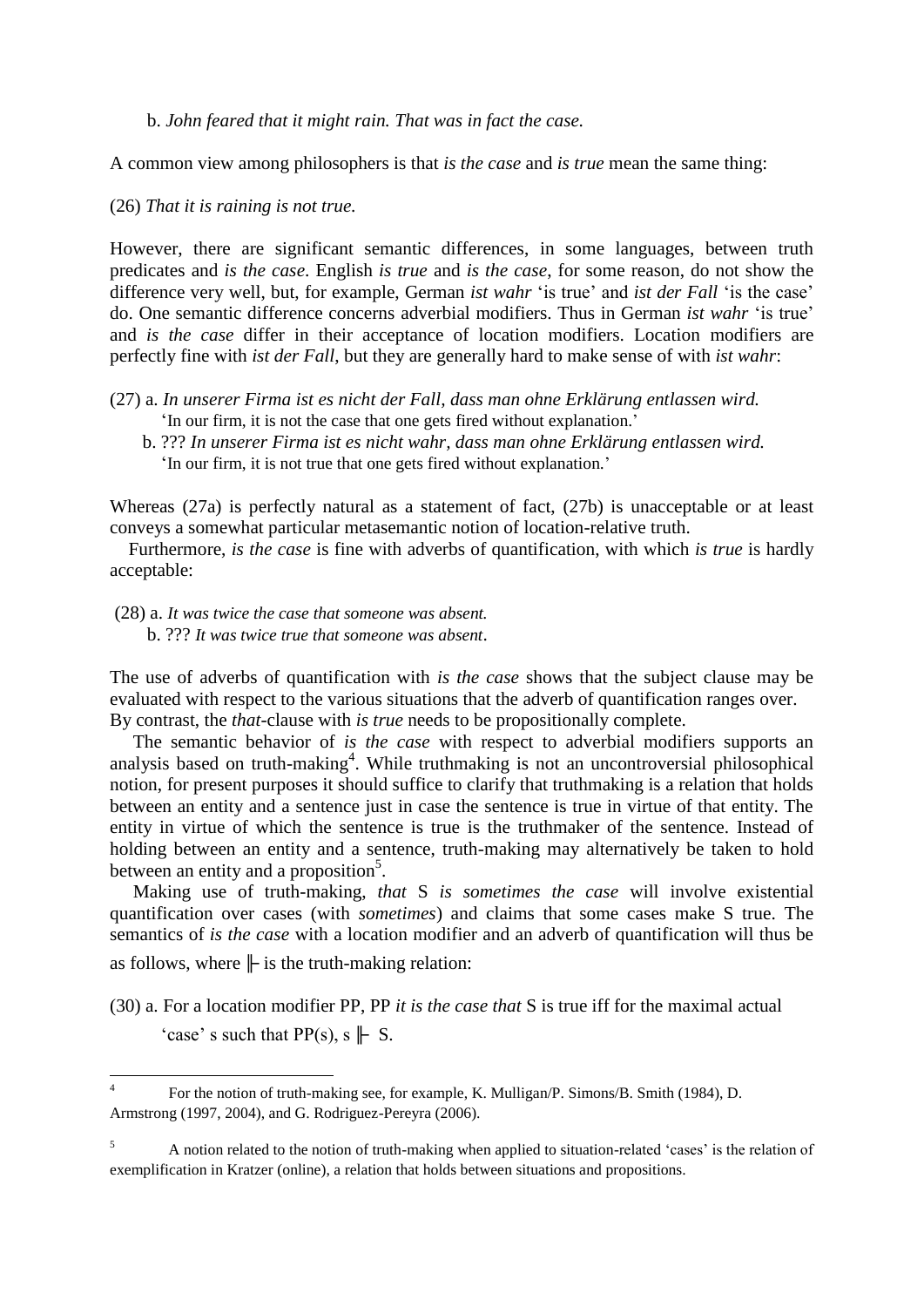b. *John feared that it might rain. That was in fact the case.*

A common view among philosophers is that *is the case* and *is true* mean the same thing:

(26) *That it is raining is not true.*

However, there are significant semantic differences, in some languages, between truth predicates and *is the case*. English *is true* and *is the case*, for some reason, do not show the difference very well, but, for example, German *ist wahr* 'is true' and *ist der Fall* 'is the case' do. One semantic difference concerns adverbial modifiers. Thus in German *ist wahr* 'is true' and *is the case* differ in their acceptance of location modifiers. Location modifiers are perfectly fine with *ist der Fall*, but they are generally hard to make sense of with *ist wahr*:

(27) a. *In unserer Firma ist es nicht der Fall, dass man ohne Erklärung entlassen wird.*
'In our firm, it is not the case that one gets fired without explanation.'
b. ??? *In unserer Firma ist es nicht wahr, dass man ohne Erklärung entlassen wird.*
'In our firm, it is not true that one gets fired without explanation.'

Whereas (27a) is perfectly natural as a statement of fact, (27b) is unacceptable or at least conveys a somewhat particular metasemantic notion of location-relative truth.

Furthermore, *is the case* is fine with adverbs of quantification, with which *is true* is hardly acceptable:

(28) a. *It was twice the case that someone was absent.*
b. ??? *It was twice true that someone was absent*.

The use of adverbs of quantification with *is the case* shows that the subject clause may be evaluated with respect to the various situations that the adverb of quantification ranges over. By contrast, the *that*-clause with *is true* needs to be propositionally complete.

The semantic behavior of *is the case* with respect to adverbial modifiers supports an analysis based on truth-making[4]. While truthmaking is not an uncontroversial philosophical notion, for present purposes it should suffice to clarify that truthmaking is a relation that holds between an entity and a sentence just in case the sentence is true in virtue of that entity. The entity in virtue of which the sentence is true is the truthmaker of the sentence. Instead of holding between an entity and a sentence, truth-making may alternatively be taken to hold between an entity and a proposition[5].

Making use of truth-making, *that* S *is sometimes the case* will involve existential quantification over cases (with *sometimes*) and claims that some cases make S true. The semantics of *is the case* with a location modifier and an adverb of quantification will thus be as follows, where ╟ is the truth-making relation:

(30) a. For a location modifier PP, PP *it is the case that* S is true iff for the maximal actual 'case' s such that PP(s), s ╟ S.

---

[4] For the notion of truth-making see, for example, K. Mulligan/P. Simons/B. Smith (1984), D. Armstrong (1997, 2004), and G. Rodriguez-Pereyra (2006).

[5] A notion related to the notion of truth-making when applied to situation-related 'cases' is the relation of exemplification in Kratzer (online), a relation that holds between situations and propositions.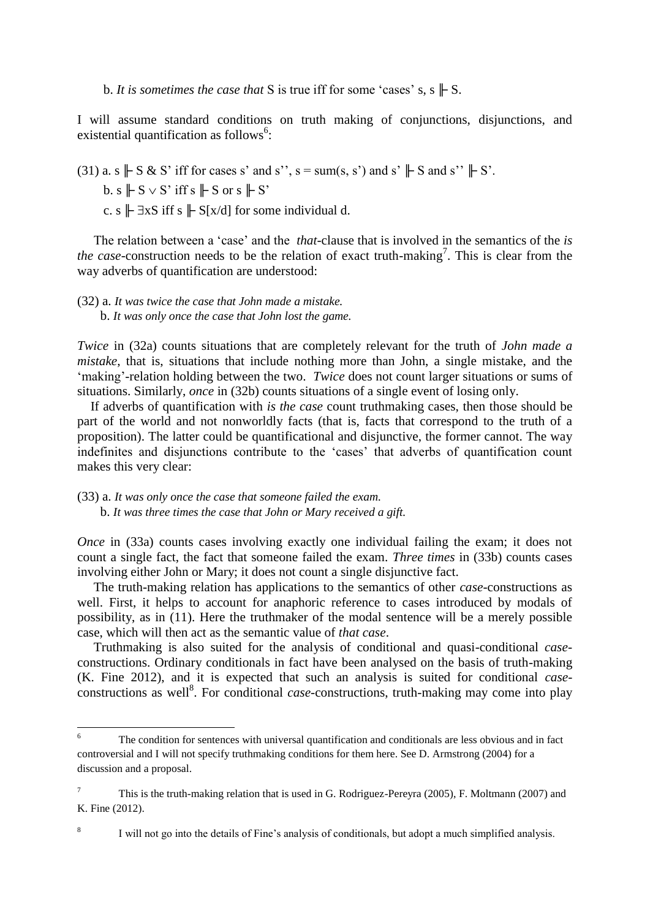b. *It is sometimes the case that* S is true iff for some 'cases' s, s ╟ S.

I will assume standard conditions on truth making of conjunctions, disjunctions, and existential quantification as follows[6]:

(31) a. s ╟ S & S' iff for cases s' and s'', s = sum(s, s') and s' ╟ S and s'' ╟ S'.

b. s ╟ S $\vee$ S' iff s ╟ S or s ╟ S'

c. s ╟ $\exists$xS iff s ╟ S[x/d] for some individual d.

The relation between a 'case' and the *that*-clause that is involved in the semantics of the *is the case*-construction needs to be the relation of exact truth-making[7]. This is clear from the way adverbs of quantification are understood:

(32) a. *It was twice the case that John made a mistake.*

b. *It was only once the case that John lost the game.*

*Twice* in (32a) counts situations that are completely relevant for the truth of *John made a mistake*, that is, situations that include nothing more than John, a single mistake, and the 'making'-relation holding between the two. *Twice* does not count larger situations or sums of situations. Similarly, *once* in (32b) counts situations of a single event of losing only.

If adverbs of quantification with *is the case* count truthmaking cases, then those should be part of the world and not nonworldly facts (that is, facts that correspond to the truth of a proposition). The latter could be quantificational and disjunctive, the former cannot. The way indefinites and disjunctions contribute to the 'cases' that adverbs of quantification count makes this very clear:

(33) a. *It was only once the case that someone failed the exam.*

b. *It was three times the case that John or Mary received a gift.*

*Once* in (33a) counts cases involving exactly one individual failing the exam; it does not count a single fact, the fact that someone failed the exam. *Three times* in (33b) counts cases involving either John or Mary; it does not count a single disjunctive fact.

The truth-making has applications to the semantics of other *case*-constructions as well. First, it helps to account for anaphoric reference to cases introduced by modals of possibility, as in (11). Here the truthmaker of the modal sentence will be a merely possible case, which will then act as the semantic value of *that case*.

Truthmaking is also suited for the analysis of conditional and quasi-conditional *case*-constructions. Ordinary conditionals in fact have been analysed on the basis of truth-making (K. Fine 2012), and it is expected that such an analysis is suited for conditional *case*-constructions as well[8]. For conditional *case*-constructions, truth-making may come into play

---

[6] The condition for sentences with universal quantification and conditionals are less obvious and in fact controversial and I will not specify truthmaking conditions for them here. See D. Armstrong (2004) for a discussion and a proposal.

[7] This is the truth-making relation that is used in G. Rodriguez-Pereyra (2005), F. Moltmann (2007) and K. Fine (2012).

[8] I will not go into the details of Fine's analysis of conditionals, but adopt a much simplified analysis.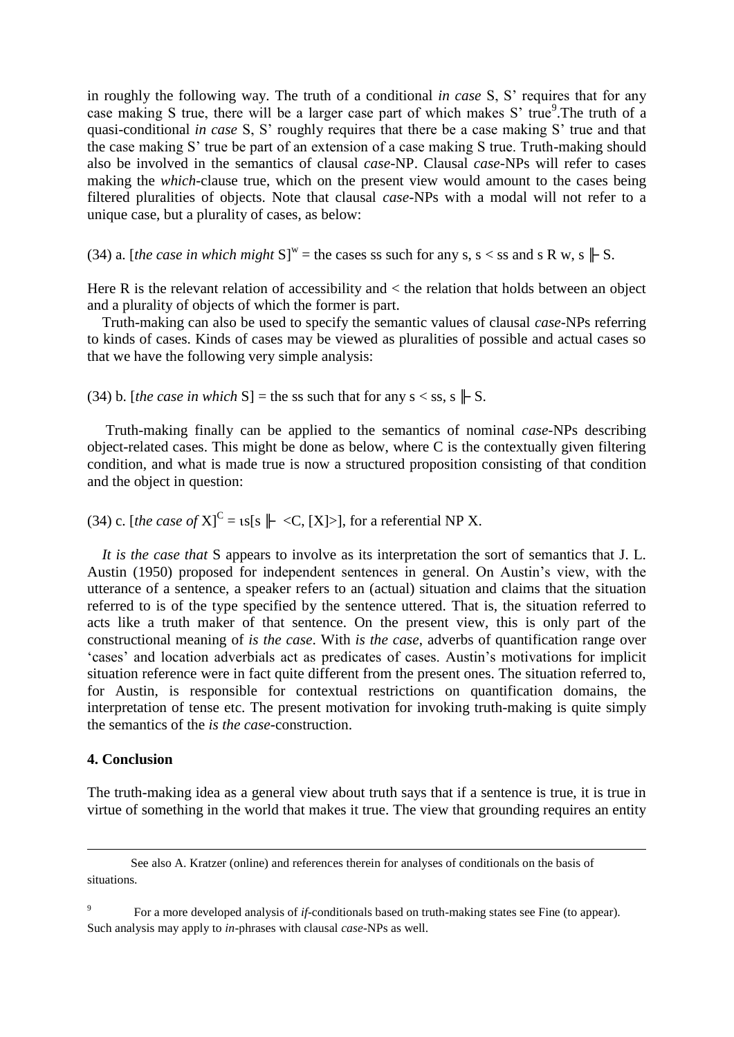in roughly the following way. The truth of a conditional *in case* S, S' requires that for any case making S true, there will be a larger case part of which makes S' true[9].The truth of a quasi-conditional *in case* S, S' roughly requires that there be a case making S' true and that the case making S' true be part of an extension of a case making S true. Truth-making should also be involved in the semantics of clausal *case*-NP. Clausal *case*-NPs will refer to cases making the *which*-clause true, which on the present view would amount to the cases being filtered pluralities of objects. Note that clausal *case*-NPs with a modal will not refer to a unique case, but a plurality of cases, as below:

(34) a. [*the case in which might* S]$^{w}$ = the cases ss such for any s, s < ss and s R w, s ╟ S.

Here R is the relevant relation of accessibility and < the relation that holds between an object and a plurality of objects of which the former is part.

Truth-making can also be used to specify the semantic values of clausal *case*-NPs referring to kinds of cases. Kinds of cases may be viewed as pluralities of possible and actual cases so that we have the following very simple analysis:

(34) b. [*the case in which* S] = the ss such that for any s < ss, s ╟ S.

Truth-making finally can be applied to the semantics of nominal *case*-NPs describing object-related cases. This might be done as below, where C is the contextually given filtering condition, and what is made true is now a structured proposition consisting of that condition and the object in question:

(34) c. [*the case of* X]$^{C}$ = ιs[s ╟ <C, [X]>], for a referential NP X.

*It is the case that* S appears to involve as its interpretation the sort of semantics that J. L. Austin (1950) proposed for independent sentences in general. On Austin's view, with the utterance of a sentence, a speaker refers to an (actual) situation and claims that the situation referred to is of the type specified by the sentence uttered. That is, the situation referred to acts like a truth maker of that sentence. On the present view, this is only part of the constructional meaning of *is the case*. With *is the case*, adverbs of quantification range over 'cases' and location adverbials act as predicates of cases. Austin's motivations for implicit situation reference were in fact quite different from the present ones. The situation referred to, for Austin, is responsible for contextual restrictions on quantification domains, the interpretation of tense etc. The present motivation for invoking truth-making is quite simply the semantics of the *is the case*-construction.

## 4. Conclusion

The truth-making idea as a general view about truth says that if a sentence is true, it is true in virtue of something in the world that makes it true. The view that grounding requires an entity

---

See also A. Kratzer (online) and references therein for analyses of conditionals on the basis of situations.

[9] For a more developed analysis of *if*-conditionals based on truth-making states see Fine (to appear). Such analysis may apply to *in*-phrases with clausal *case*-NPs as well.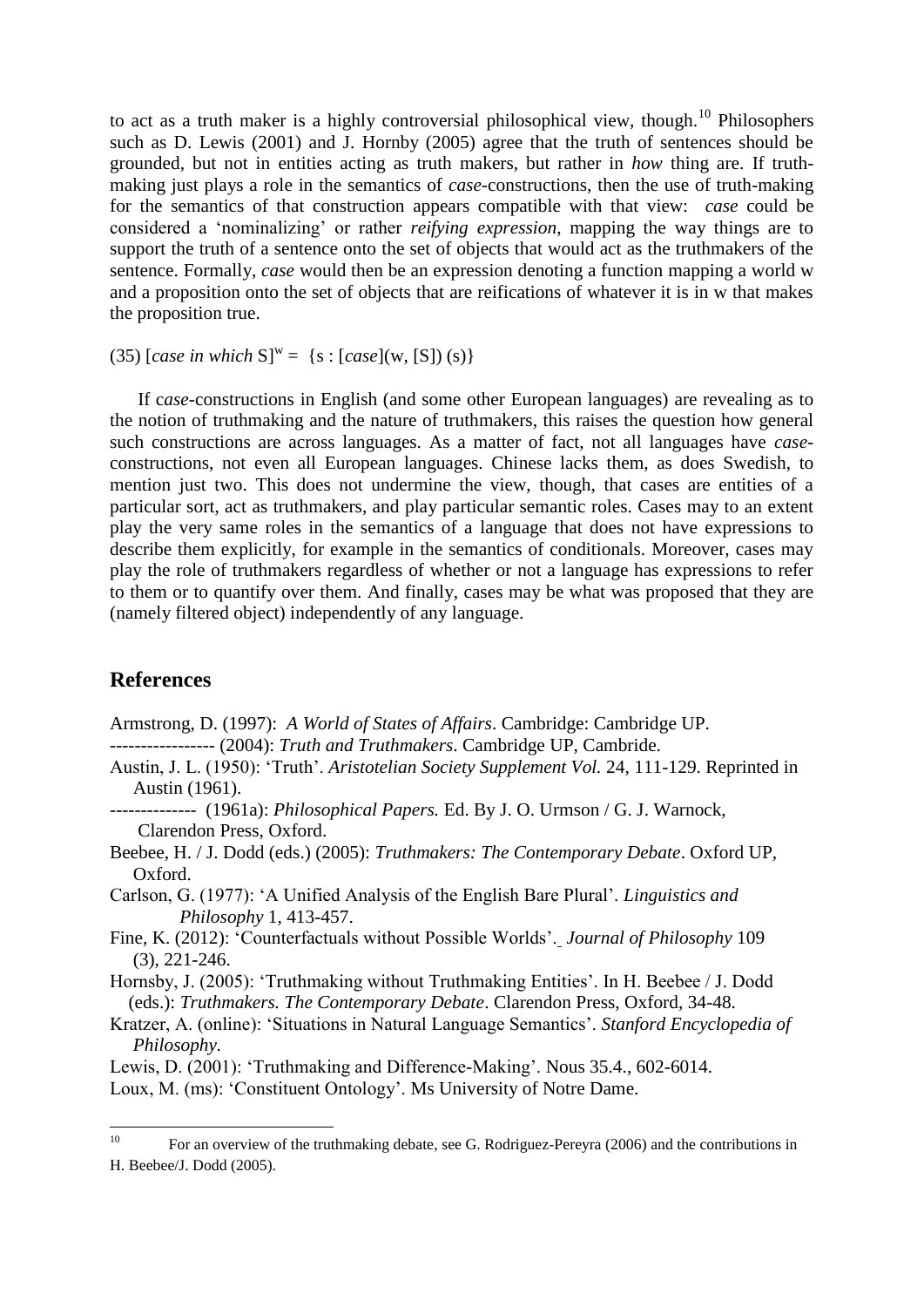to act as a truth maker is a highly controversial philosophical view, though.[10] Philosophers such as D. Lewis (2001) and J. Hornby (2005) agree that the truth of sentences should be grounded, but not in entities acting as truth makers, but rather in *how* thing are. If truth-making just plays a role in the semantics of *case*-constructions, then the use of truth-making for the semantics of that construction appears compatible with that view: *case* could be considered a 'nominalizing' or rather *reifying expression*, mapping the way things are to support the truth of a sentence onto the set of objects that would act as the truthmakers of the sentence. Formally, *case* would then be an expression denoting a function mapping a world w and a proposition onto the set of objects that are reifications of whatever it is in w that makes the proposition true.

(35) $[$*case in which* S$]^w = \{s : [case](w, [S])\ (s)\}$

If c*ase*-constructions in English (and some other European languages) are revealing as to the notion of truthmaking and the nature of truthmakers, this raises the question how general such constructions are across languages. As a matter of fact, not all languages have *case*-constructions, not even all European languages. Chinese lacks them, as does Swedish, to mention just two. This does not undermine the view, though, that cases are entities of a particular sort, act as truthmakers, and play particular semantic roles. Cases may to an extent play the very same roles in the semantics of a language that does not have expressions to describe them explicitly, for example in the semantics of conditionals. Moreover, cases may play the role of truthmakers regardless of whether or not a language has expressions to refer to them or to quantify over them. And finally, cases may be what was proposed that they are (namely filtered object) independently of any language.

## References

Armstrong, D. (1997): *A World of States of Affairs*. Cambridge: Cambridge UP.

---------------- (2004): *Truth and Truthmakers*. Cambridge UP, Cambride.

Austin, J. L. (1950): 'Truth'. *Aristotelian Society Supplement Vol.* 24, 111-129. Reprinted in Austin (1961).

------------- (1961a): *Philosophical Papers.* Ed. By J. O. Urmson / G. J. Warnock, Clarendon Press, Oxford.

Beebee, H. / J. Dodd (eds.) (2005): *Truthmakers: The Contemporary Debate*. Oxford UP, Oxford.

Carlson, G. (1977): 'A Unified Analysis of the English Bare Plural'. *Linguistics and Philosophy* 1, 413-457.

Fine, K. (2012): 'Counterfactuals without Possible Worlds'. *Journal of Philosophy* 109 (3), 221-246.

Hornsby, J. (2005): 'Truthmaking without Truthmaking Entities'. In H. Beebee / J. Dodd (eds.): *Truthmakers. The Contemporary Debate*. Clarendon Press, Oxford, 34-48.

Kratzer, A. (online): 'Situations in Natural Language Semantics'. *Stanford Encyclopedia of Philosophy.*

Lewis, D. (2001): 'Truthmaking and Difference-Making'. Nous 35.4., 602-6014.

Loux, M. (ms): 'Constituent Ontology'. Ms University of Notre Dame.

---

[10] For an overview of the truthmaking debate, see G. Rodriguez-Pereyra (2006) and the contributions in H. Beebee/J. Dodd (2005).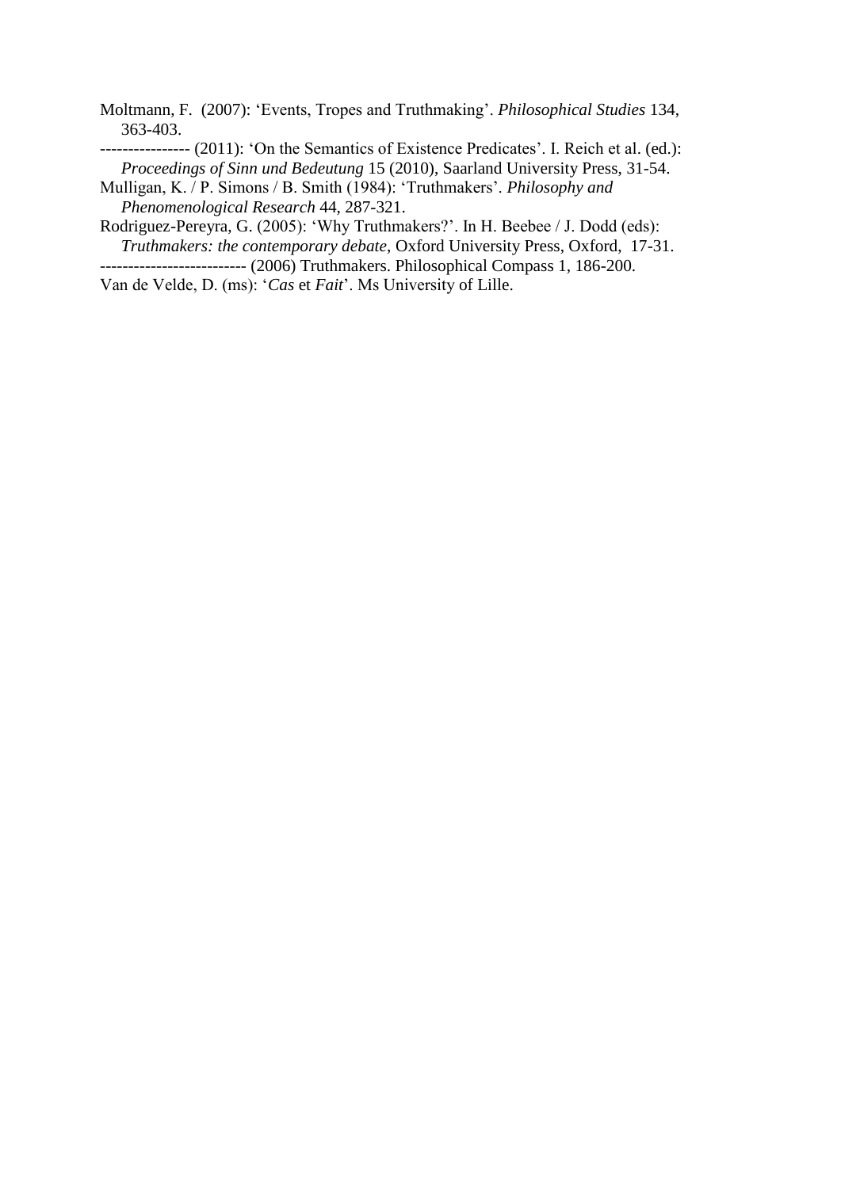Moltmann, F. (2007): 'Events, Tropes and Truthmaking'. *Philosophical Studies* 134, 363-403.

---------------- (2011): 'On the Semantics of Existence Predicates'. I. Reich et al. (ed.): *Proceedings of Sinn und Bedeutung* 15 (2010), Saarland University Press, 31-54.

Mulligan, K. / P. Simons / B. Smith (1984): 'Truthmakers'. *Philosophy and Phenomenological Research* 44, 287-321.

Rodriguez-Pereyra, G. (2005): 'Why Truthmakers?'. In H. Beebee / J. Dodd (eds): *Truthmakers: the contemporary debate*, Oxford University Press, Oxford, 17-31.

-------------------------- (2006) Truthmakers. Philosophical Compass 1, 186-200.

Van de Velde, D. (ms): '*Cas* et *Fait*'. Ms University of Lille.